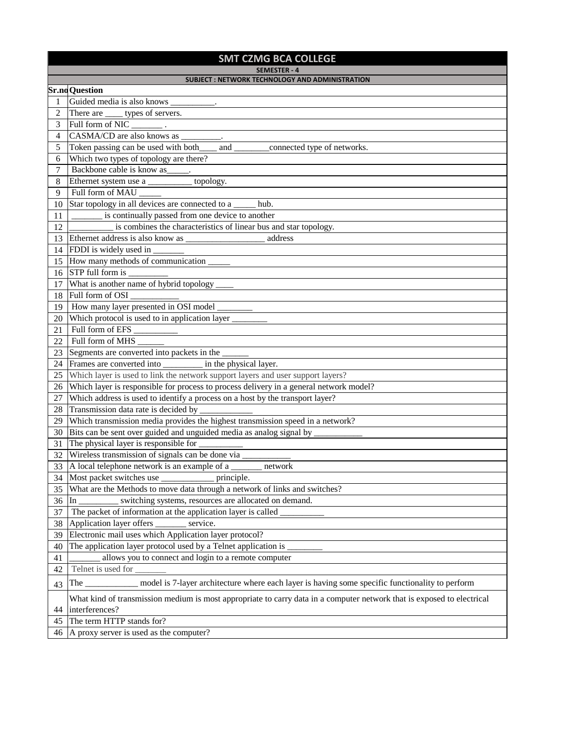# SMT CZMG BCA COLLEGE

## SEMESTER - 4

### SUBJECT : NETWORK TECHNOLOGY AND ADMINISTRATION

| Sr.no | Question |
|---|---|
| 1 | Guided media is also knows __________. |
| 2 | There are ____ types of servers. |
| 3 | Full form of NIC _______ . |
| 4 | CASMA/CD are also knows as _________. |
| 5 | Token passing can be used with both____ and ________connected type of networks. |
| 6 | Which two types of topology are there? |
| 7 | Backbone cable is know as_____. |
| 8 | Ethernet system use a __________ topology. |
| 9 | Full form of MAU _____ |
| 10 | Star topology in all devices are connected to a _____ hub. |
| 11 | _______ is continually passed from one device to another |
| 12 | __________ is combines the characteristics of linear bus and star topology. |
| 13 | Ethernet address is also know as __________________ address |
| 14 | FDDI is widely used in _______ |
| 15 | How many methods of communication _____ |
| 16 | STP full form is _________ |
| 17 | What is another name of hybrid topology ____ |
| 18 | Full form of OSI ___________ |
| 19 | How many layer presented in OSI model ________ |
| 20 | Which protocol is used to in application layer ________ |
| 21 | Full form of EFS __________ |
| 22 | Full form of MHS ______ |
| 23 | Segments are converted into packets in the ______ |
| 24 | Frames are converted into _________ in the physical layer. |
| 25 | Which layer is used to link the network support layers and user support layers? |
| 26 | Which layer is responsible for process to process delivery in a general network model? |
| 27 | Which address is used to identify a process on a host by the transport layer? |
| 28 | Transmission data rate is decided by ____________ |
| 29 | Which transmission media provides the highest transmission speed in a network? |
| 30 | Bits can be sent over guided and unguided media as analog signal by ___________ |
| 31 | The physical layer is responsible for __________ |
| 32 | Wireless transmission of signals can be done via ___________ |
| 33 | A local telephone network is an example of a _______ network |
| 34 | Most packet switches use ____________ principle. |
| 35 | What are the Methods to move data through a network of links and switches? |
| 36 | In _________ switching systems, resources are allocated on demand. |
| 37 | The packet of information at the application layer is called __________ |
| 38 | Application layer offers _______ service. |
| 39 | Electronic mail uses which Application layer protocol? |
| 40 | The application layer protocol used by a Telnet application is ________ |
| 41 | _______ allows you to connect and login to a remote computer |
| 42 | Telnet is used for _______ |
| 43 | The ____________ model is 7-layer architecture where each layer is having some specific functionality to perform |
| 44 | What kind of transmission medium is most appropriate to carry data in a computer network that is exposed to electrical interferences? |
| 45 | The term HTTP stands for? |
| 46 | A proxy server is used as the computer? |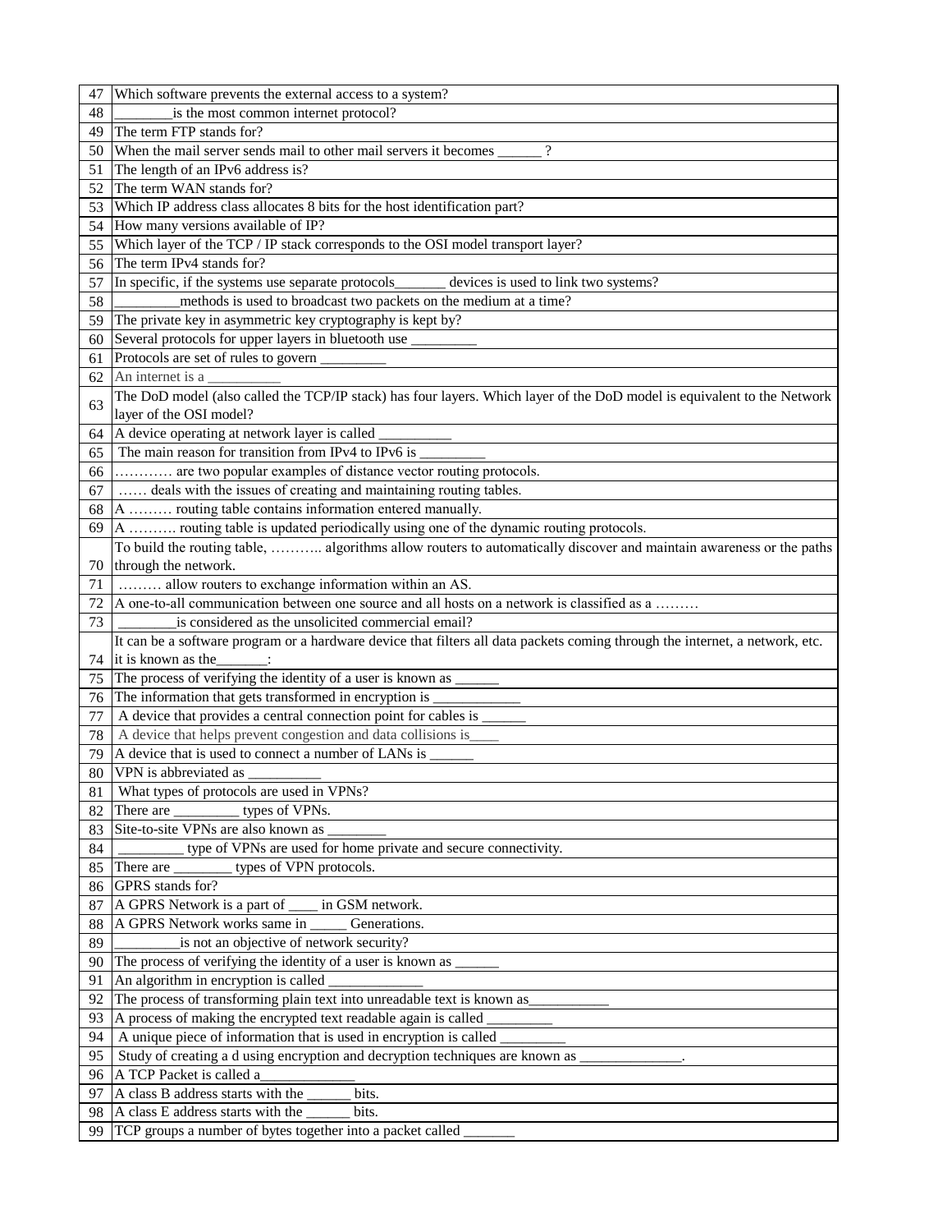| | |
|---|---|
| 47 | Which software prevents the external access to a system? |
| 48 | ________is the most common internet protocol? |
| 49 | The term FTP stands for? |
| 50 | When the mail server sends mail to other mail servers it becomes ______ ? |
| 51 | The length of an IPv6 address is? |
| 52 | The term WAN stands for? |
| 53 | Which IP address class allocates 8 bits for the host identification part? |
| 54 | How many versions available of IP? |
| 55 | Which layer of the TCP / IP stack corresponds to the OSI model transport layer? |
| 56 | The term IPv4 stands for? |
| 57 | In specific, if the systems use separate protocols_______ devices is used to link two systems? |
| 58 | _________methods is used to broadcast two packets on the medium at a time? |
| 59 | The private key in asymmetric key cryptography is kept by? |
| 60 | Several protocols for upper layers in bluetooth use _________ |
| 61 | Protocols are set of rules to govern _________ |
| 62 | An internet is a __________ |
| 63 | The DoD model (also called the TCP/IP stack) has four layers. Which layer of the DoD model is equivalent to the Network layer of the OSI model? |
| 64 | A device operating at network layer is called __________ |
| 65 | The main reason for transition from IPv4 to IPv6 is _________ |
| 66 | ………… are two popular examples of distance vector routing protocols. |
| 67 | …… deals with the issues of creating and maintaining routing tables. |
| 68 | A ……… routing table contains information entered manually. |
| 69 | A ………. routing table is updated periodically using one of the dynamic routing protocols. |
| 70 | To build the routing table, ……….. algorithms allow routers to automatically discover and maintain awareness or the paths through the network. |
| 71 | ……… allow routers to exchange information within an AS. |
| 72 | A one-to-all communication between one source and all hosts on a network is classified as a ……… |
| 73 | ________is considered as the unsolicited commercial email? |
| 74 | It can be a software program or a hardware device that filters all data packets coming through the internet, a network, etc. it is known as the_______: |
| 75 | The process of verifying the identity of a user is known as ______ |
| 76 | The information that gets transformed in encryption is ____________ |
| 77 | A device that provides a central connection point for cables is ______ |
| 78 | A device that helps prevent congestion and data collisions is____ |
| 79 | A device that is used to connect a number of LANs is ______ |
| 80 | VPN is abbreviated as __________ |
| 81 | What types of protocols are used in VPNs? |
| 82 | There are _________ types of VPNs. |
| 83 | Site-to-site VPNs are also known as ________ |
| 84 | _________ type of VPNs are used for home private and secure connectivity. |
| 85 | There are ________ types of VPN protocols. |
| 86 | GPRS stands for? |
| 87 | A GPRS Network is a part of ____ in GSM network. |
| 88 | A GPRS Network works same in _____ Generations. |
| 89 | _________is not an objective of network security? |
| 90 | The process of verifying the identity of a user is known as ______ |
| 91 | An algorithm in encryption is called _____________ |
| 92 | The process of transforming plain text into unreadable text is known as___________ |
| 93 | A process of making the encrypted text readable again is called _________ |
| 94 | A unique piece of information that is used in encryption is called _________ |
| 95 | Study of creating a d using encryption and decryption techniques are known as ______________. |
| 96 | A TCP Packet is called a_____________ |
| 97 | A class B address starts with the ______ bits. |
| 98 | A class E address starts with the ______ bits. |
| 99 | TCP groups a number of bytes together into a packet called _______ |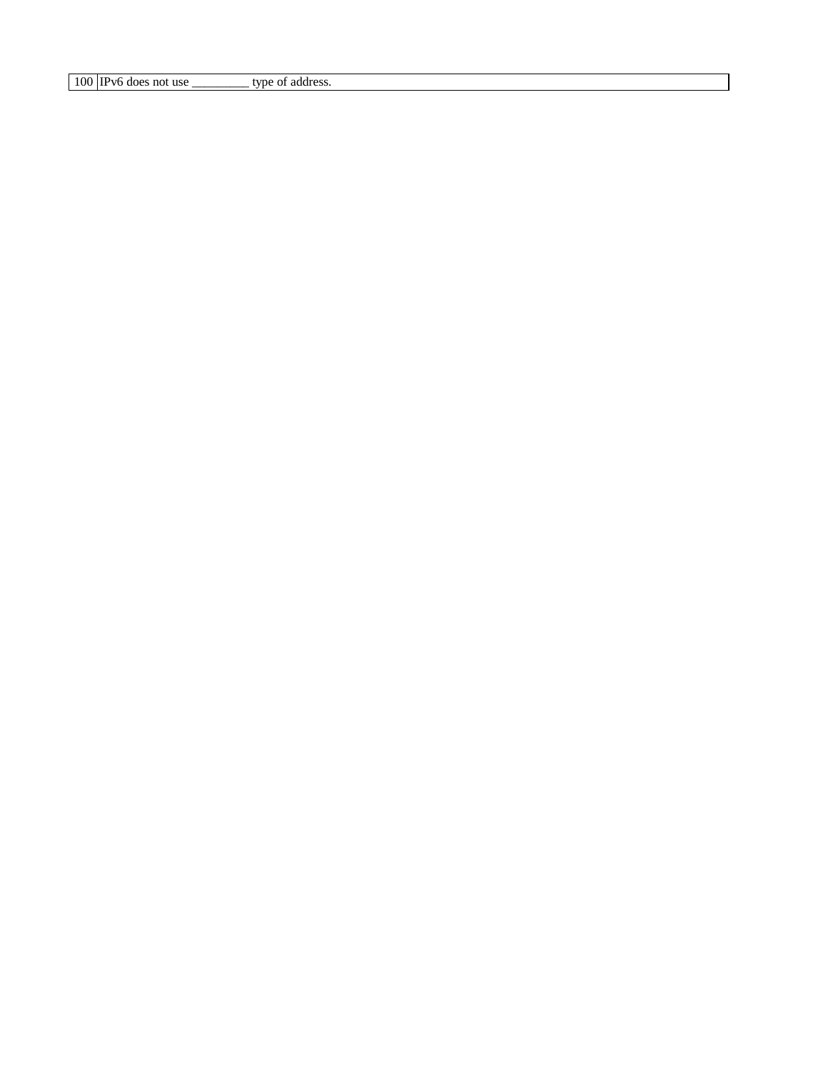| | |
|---|---|
| 100 | IPv6 does not use _________ type of address. |